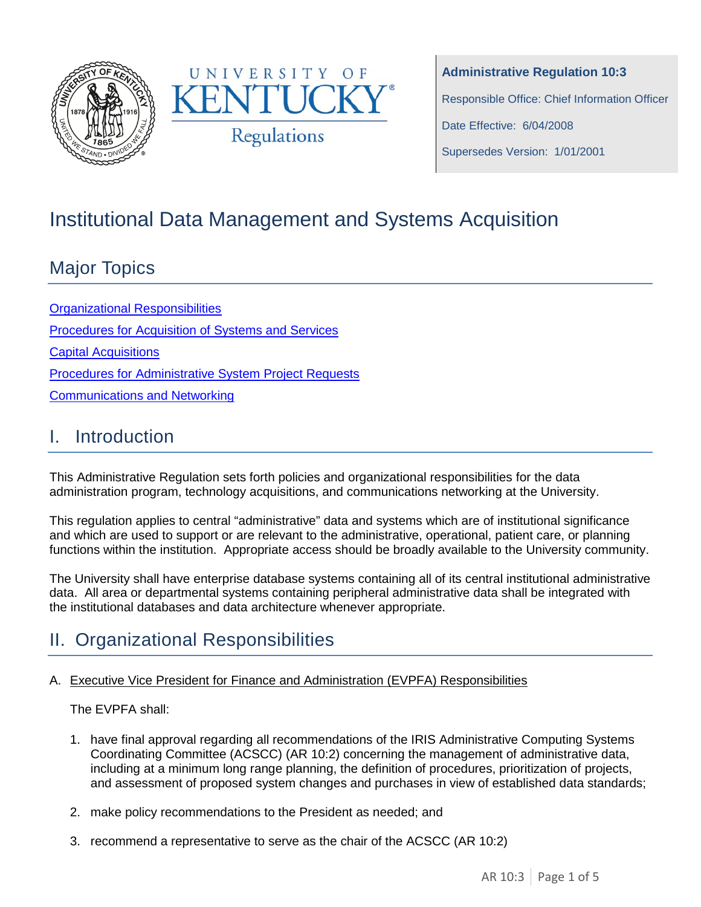UNIVERSITY OF KENTUCKY
Regulations

**Administrative Regulation 10:3**

Responsible Office: Chief Information Officer

Date Effective: 6/04/2008

Supersedes Version: 1/01/2001

# Institutional Data Management and Systems Acquisition

## Major Topics

Organizational Responsibilities

Procedures for Acquisition of Systems and Services

Capital Acquisitions

Procedures for Administrative System Project Requests

Communications and Networking

## I. Introduction

This Administrative Regulation sets forth policies and organizational responsibilities for the data administration program, technology acquisitions, and communications networking at the University.

This regulation applies to central "administrative" data and systems which are of institutional significance and which are used to support or are relevant to the administrative, operational, patient care, or planning functions within the institution. Appropriate access should be broadly available to the University community.

The University shall have enterprise database systems containing all of its central institutional administrative data. All area or departmental systems containing peripheral administrative data shall be integrated with the institutional databases and data architecture whenever appropriate.

## II. Organizational Responsibilities

A. Executive Vice President for Finance and Administration (EVPFA) Responsibilities

The EVPFA shall:

1. have final approval regarding all recommendations of the IRIS Administrative Computing Systems Coordinating Committee (ACSCC) (AR 10:2) concerning the management of administrative data, including at a minimum long range planning, the definition of procedures, prioritization of projects, and assessment of proposed system changes and purchases in view of established data standards;
2. make policy recommendations to the President as needed; and
3. recommend a representative to serve as the chair of the ACSCC (AR 10:2)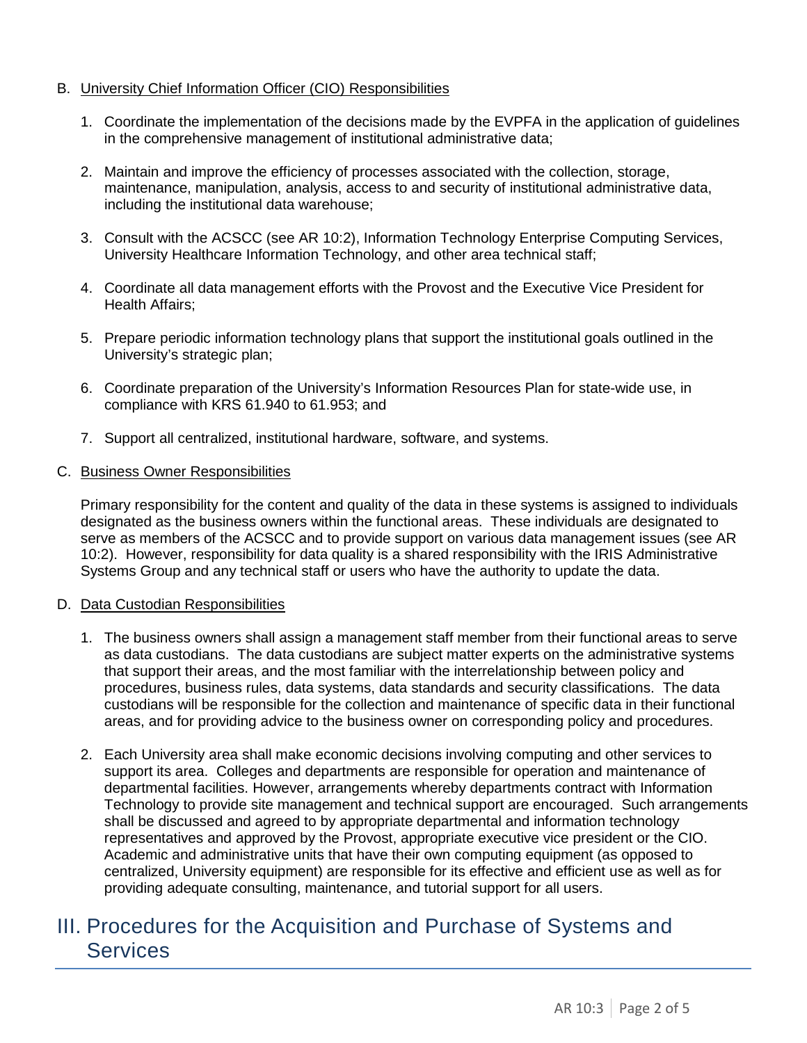B. University Chief Information Officer (CIO) Responsibilities

1. Coordinate the implementation of the decisions made by the EVPFA in the application of guidelines in the comprehensive management of institutional administrative data;

2. Maintain and improve the efficiency of processes associated with the collection, storage, maintenance, manipulation, analysis, access to and security of institutional administrative data, including the institutional data warehouse;

3. Consult with the ACSCC (see AR 10:2), Information Technology Enterprise Computing Services, University Healthcare Information Technology, and other area technical staff;

4. Coordinate all data management efforts with the Provost and the Executive Vice President for Health Affairs;

5. Prepare periodic information technology plans that support the institutional goals outlined in the University's strategic plan;

6. Coordinate preparation of the University's Information Resources Plan for state-wide use, in compliance with KRS 61.940 to 61.953; and

7. Support all centralized, institutional hardware, software, and systems.

C. Business Owner Responsibilities

Primary responsibility for the content and quality of the data in these systems is assigned to individuals designated as the business owners within the functional areas. These individuals are designated to serve as members of the ACSCC and to provide support on various data management issues (see AR 10:2). However, responsibility for data quality is a shared responsibility with the IRIS Administrative Systems Group and any technical staff or users who have the authority to update the data.

D. Data Custodian Responsibilities

1. The business owners shall assign a management staff member from their functional areas to serve as data custodians. The data custodians are subject matter experts on the administrative systems that support their areas, and the most familiar with the interrelationship between policy and procedures, business rules, data systems, data standards and security classifications. The data custodians will be responsible for the collection and maintenance of specific data in their functional areas, and for providing advice to the business owner on corresponding policy and procedures.

2. Each University area shall make economic decisions involving computing and other services to support its area. Colleges and departments are responsible for operation and maintenance of departmental facilities. However, arrangements whereby departments contract with Information Technology to provide site management and technical support are encouraged. Such arrangements shall be discussed and agreed to by appropriate departmental and information technology representatives and approved by the Provost, appropriate executive vice president or the CIO. Academic and administrative units that have their own computing equipment (as opposed to centralized, University equipment) are responsible for its effective and efficient use as well as for providing adequate consulting, maintenance, and tutorial support for all users.

# III. Procedures for the Acquisition and Purchase of Systems and Services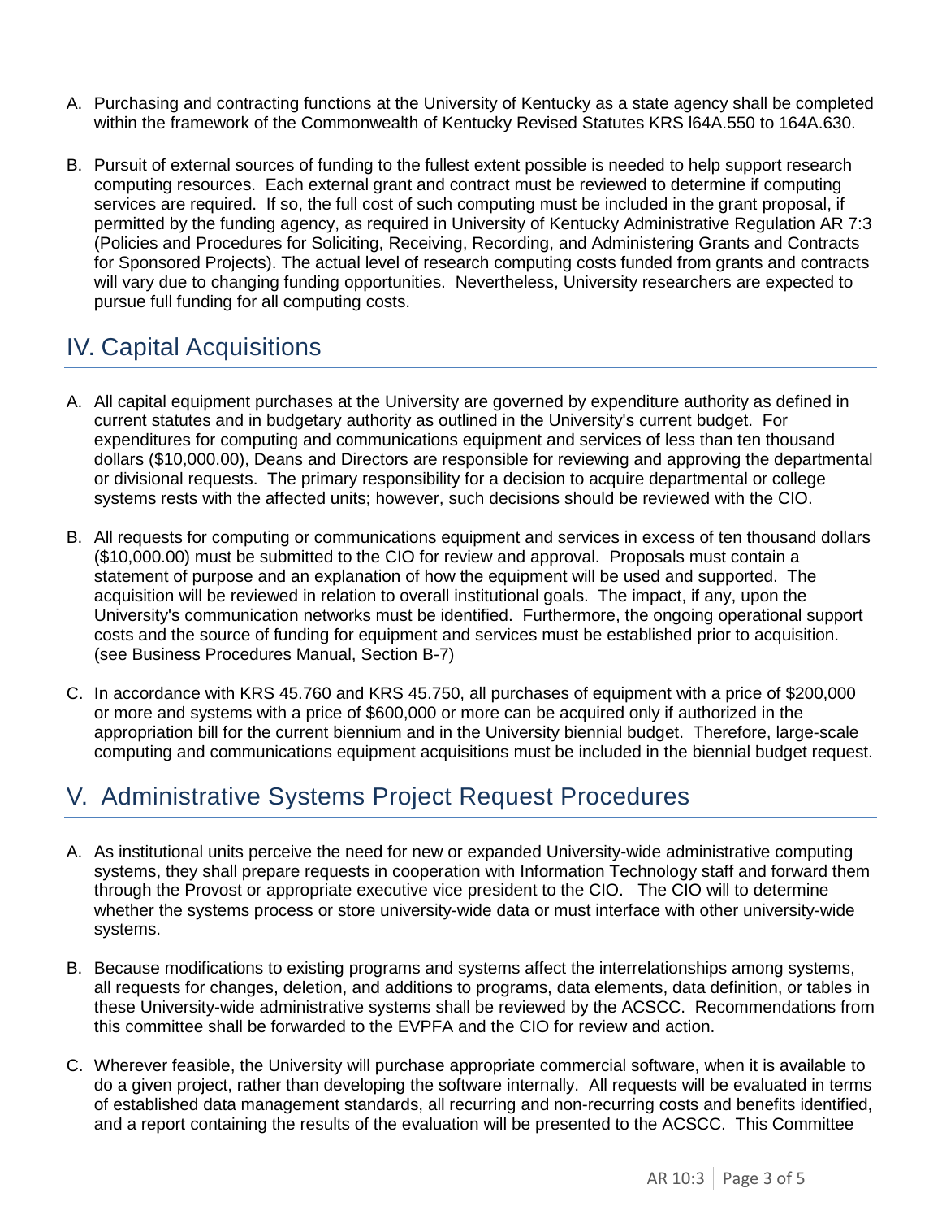A. Purchasing and contracting functions at the University of Kentucky as a state agency shall be completed within the framework of the Commonwealth of Kentucky Revised Statutes KRS l64A.550 to 164A.630.

B. Pursuit of external sources of funding to the fullest extent possible is needed to help support research computing resources. Each external grant and contract must be reviewed to determine if computing services are required. If so, the full cost of such computing must be included in the grant proposal, if permitted by the funding agency, as required in University of Kentucky Administrative Regulation AR 7:3 (Policies and Procedures for Soliciting, Receiving, Recording, and Administering Grants and Contracts for Sponsored Projects). The actual level of research computing costs funded from grants and contracts will vary due to changing funding opportunities. Nevertheless, University researchers are expected to pursue full funding for all computing costs.

## IV. Capital Acquisitions

A. All capital equipment purchases at the University are governed by expenditure authority as defined in current statutes and in budgetary authority as outlined in the University's current budget. For expenditures for computing and communications equipment and services of less than ten thousand dollars ($10,000.00), Deans and Directors are responsible for reviewing and approving the departmental or divisional requests. The primary responsibility for a decision to acquire departmental or college systems rests with the affected units; however, such decisions should be reviewed with the CIO.

B. All requests for computing or communications equipment and services in excess of ten thousand dollars ($10,000.00) must be submitted to the CIO for review and approval. Proposals must contain a statement of purpose and an explanation of how the equipment will be used and supported. The acquisition will be reviewed in relation to overall institutional goals. The impact, if any, upon the University's communication networks must be identified. Furthermore, the ongoing operational support costs and the source of funding for equipment and services must be established prior to acquisition. (see Business Procedures Manual, Section B-7)

C. In accordance with KRS 45.760 and KRS 45.750, all purchases of equipment with a price of $200,000 or more and systems with a price of $600,000 or more can be acquired only if authorized in the appropriation bill for the current biennium and in the University biennial budget. Therefore, large-scale computing and communications equipment acquisitions must be included in the biennial budget request.

## V. Administrative Systems Project Request Procedures

A. As institutional units perceive the need for new or expanded University-wide administrative computing systems, they shall prepare requests in cooperation with Information Technology staff and forward them through the Provost or appropriate executive vice president to the CIO. The CIO will to determine whether the systems process or store university-wide data or must interface with other university-wide systems.

B. Because modifications to existing programs and systems affect the interrelationships among systems, all requests for changes, deletion, and additions to programs, data elements, data definition, or tables in these University-wide administrative systems shall be reviewed by the ACSCC. Recommendations from this committee shall be forwarded to the EVPFA and the CIO for review and action.

C. Wherever feasible, the University will purchase appropriate commercial software, when it is available to do a given project, rather than developing the software internally. All requests will be evaluated in terms of established data management standards, all recurring and non-recurring costs and benefits identified, and a report containing the results of the evaluation will be presented to the ACSCC. This Committee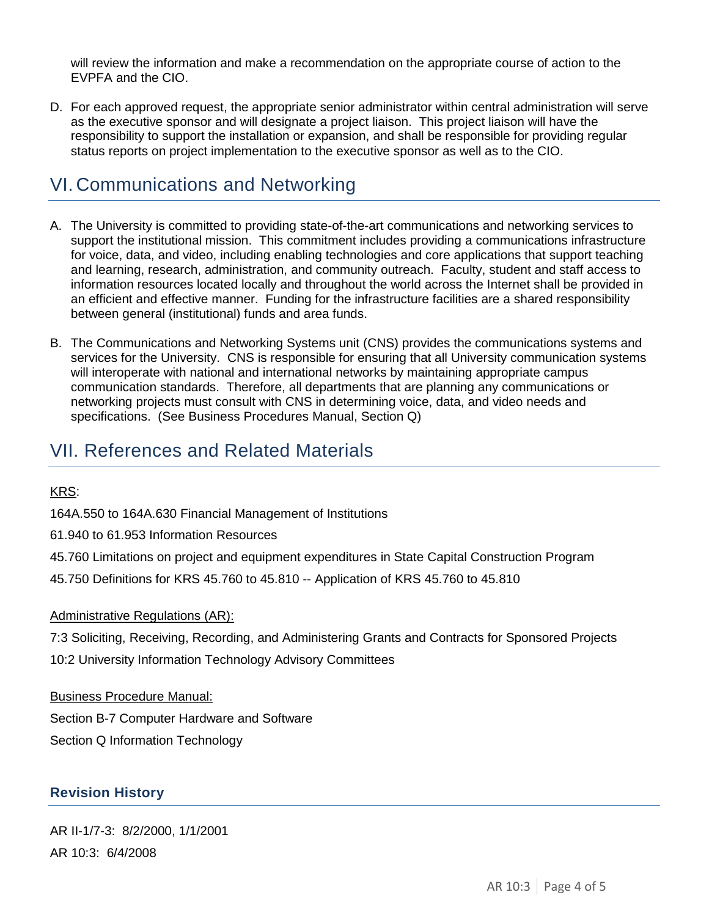will review the information and make a recommendation on the appropriate course of action to the EVPFA and the CIO.

D. For each approved request, the appropriate senior administrator within central administration will serve as the executive sponsor and will designate a project liaison. This project liaison will have the responsibility to support the installation or expansion, and shall be responsible for providing regular status reports on project implementation to the executive sponsor as well as to the CIO.

## VI. Communications and Networking

A. The University is committed to providing state-of-the-art communications and networking services to support the institutional mission. This commitment includes providing a communications infrastructure for voice, data, and video, including enabling technologies and core applications that support teaching and learning, research, administration, and community outreach. Faculty, student and staff access to information resources located locally and throughout the world across the Internet shall be provided in an efficient and effective manner. Funding for the infrastructure facilities are a shared responsibility between general (institutional) funds and area funds.

B. The Communications and Networking Systems unit (CNS) provides the communications systems and services for the University. CNS is responsible for ensuring that all University communication systems will interoperate with national and international networks by maintaining appropriate campus communication standards. Therefore, all departments that are planning any communications or networking projects must consult with CNS in determining voice, data, and video needs and specifications. (See Business Procedures Manual, Section Q)

## VII. References and Related Materials

KRS:

164A.550 to 164A.630 Financial Management of Institutions

61.940 to 61.953 Information Resources

45.760 Limitations on project and equipment expenditures in State Capital Construction Program

45.750 Definitions for KRS 45.760 to 45.810 -- Application of KRS 45.760 to 45.810

Administrative Regulations (AR):

7:3 Soliciting, Receiving, Recording, and Administering Grants and Contracts for Sponsored Projects

10:2 University Information Technology Advisory Committees

Business Procedure Manual:

Section B-7 Computer Hardware and Software

Section Q Information Technology

### Revision History

AR II-1/7-3: 8/2/2000, 1/1/2001

AR 10:3: 6/4/2008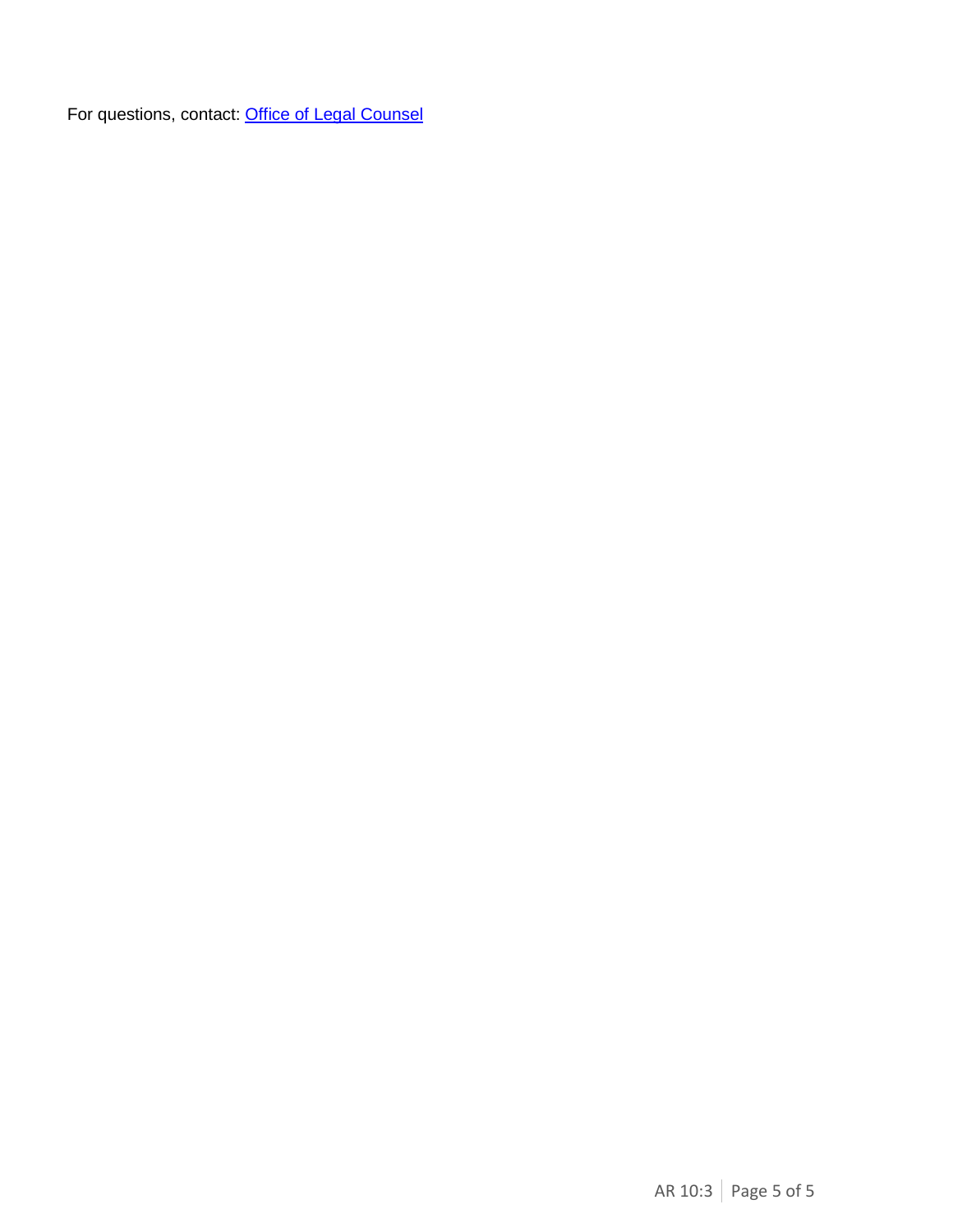For questions, contact: [Office of Legal Counsel]